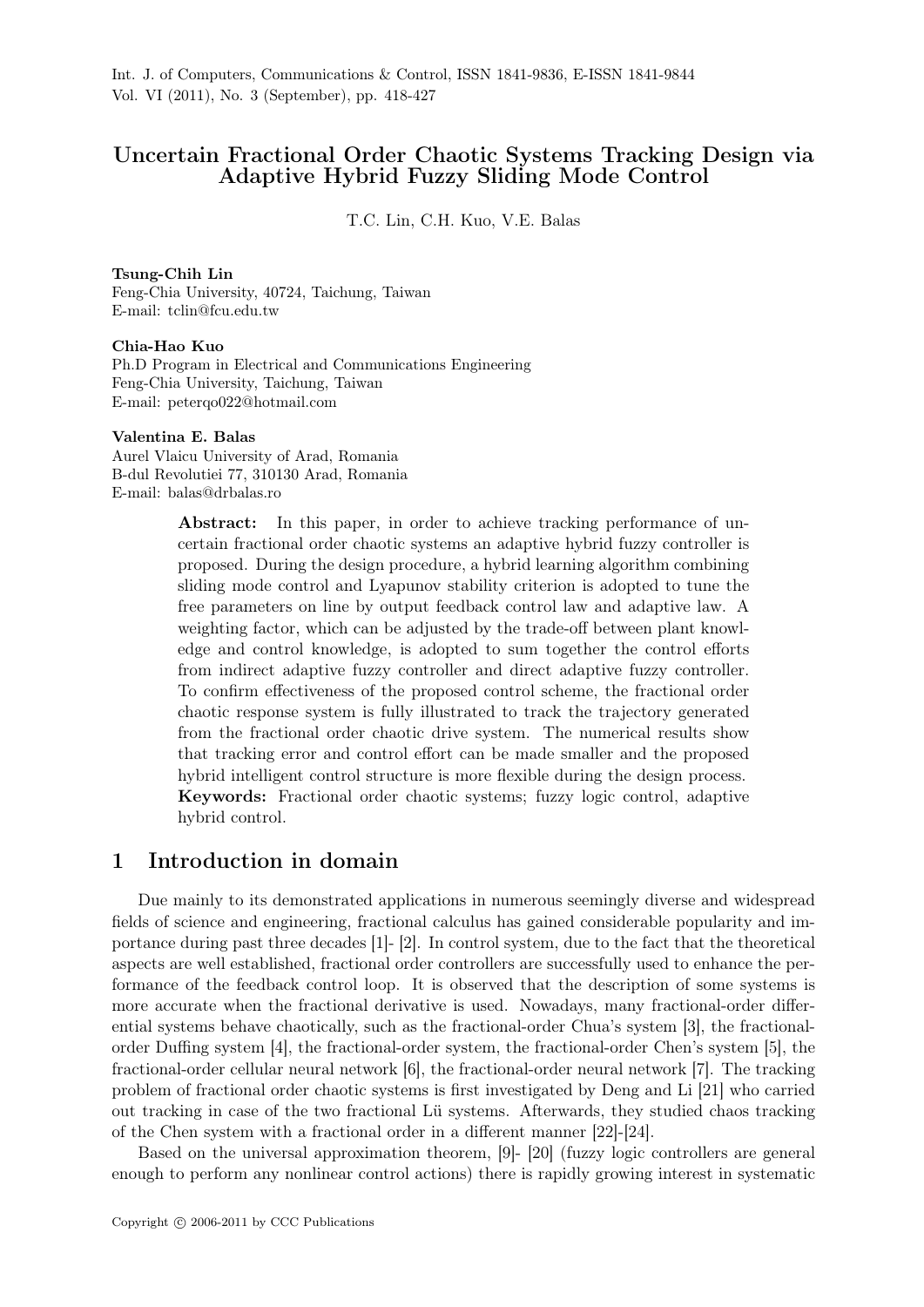# Uncertain Fractional Order Chaotic Systems Tracking Design via Adaptive Hybrid Fuzzy Sliding Mode Control

T.C. Lin, C.H. Kuo, V.E. Balas

**Tsung-Chih Lin**
Feng-Chia University, 40724, Taichung, Taiwan
E-mail: tclin@fcu.edu.tw

**Chia-Hao Kuo**
Ph.D Program in Electrical and Communications Engineering
Feng-Chia University, Taichung, Taiwan
E-mail: peterqo022@hotmail.com

**Valentina E. Balas**
Aurel Vlaicu University of Arad, Romania
B-dul Revolutiei 77, 310130 Arad, Romania
E-mail: balas@drbalas.ro

**Abstract:** In this paper, in order to achieve tracking performance of uncertain fractional order chaotic systems an adaptive hybrid fuzzy controller is proposed. During the design procedure, a hybrid learning algorithm combining sliding mode control and Lyapunov stability criterion is adopted to tune the free parameters on line by output feedback control law and adaptive law. A weighting factor, which can be adjusted by the trade-off between plant knowledge and control knowledge, is adopted to sum together the control efforts from indirect adaptive fuzzy controller and direct adaptive fuzzy controller. To confirm effectiveness of the proposed control scheme, the fractional order chaotic response system is fully illustrated to track the trajectory generated from the fractional order chaotic drive system. The numerical results show that tracking error and control effort can be made smaller and the proposed hybrid intelligent control structure is more flexible during the design process.

**Keywords:** Fractional order chaotic systems; fuzzy logic control, adaptive hybrid control.

## 1 Introduction in domain

Due mainly to its demonstrated applications in numerous seemingly diverse and widespread fields of science and engineering, fractional calculus has gained considerable popularity and importance during past three decades [1]- [2]. In control system, due to the fact that the theoretical aspects are well established, fractional order controllers are successfully used to enhance the performance of the feedback control loop. It is observed that the description of some systems is more accurate when the fractional derivative is used. Nowadays, many fractional-order differential systems behave chaotically, such as the fractional-order Chua's system [3], the fractional-order Duffing system [4], the fractional-order system, the fractional-order Chen's system [5], the fractional-order cellular neural network [6], the fractional-order neural network [7]. The tracking problem of fractional order chaotic systems is first investigated by Deng and Li [21] who carried out tracking in case of the two fractional Lü systems. Afterwards, they studied chaos tracking of the Chen system with a fractional order in a different manner [22]-[24].

Based on the universal approximation theorem, [9]- [20] (fuzzy logic controllers are general enough to perform any nonlinear control actions) there is rapidly growing interest in systematic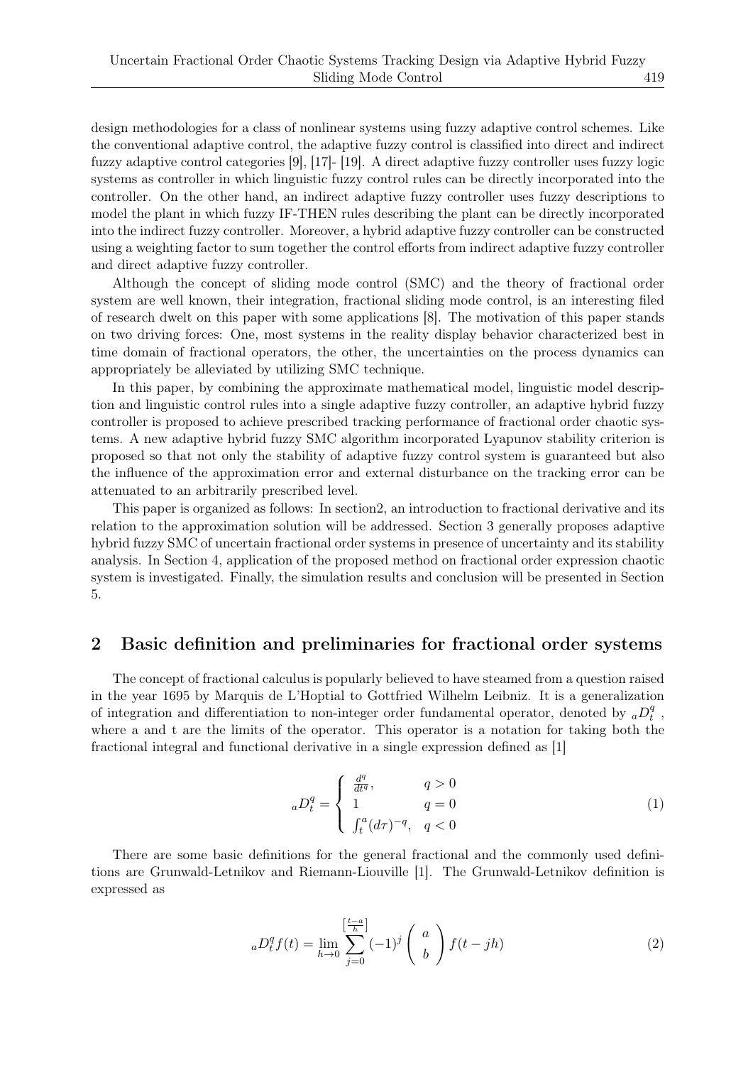design methodologies for a class of nonlinear systems using fuzzy adaptive control schemes. Like the conventional adaptive control, the adaptive fuzzy control is classified into direct and indirect fuzzy adaptive control categories [9], [17]- [19]. A direct adaptive fuzzy controller uses fuzzy logic systems as controller in which linguistic fuzzy control rules can be directly incorporated into the controller. On the other hand, an indirect adaptive fuzzy controller uses fuzzy descriptions to model the plant in which fuzzy IF-THEN rules describing the plant can be directly incorporated into the indirect fuzzy controller. Moreover, a hybrid adaptive fuzzy controller can be constructed using a weighting factor to sum together the control efforts from indirect adaptive fuzzy controller and direct adaptive fuzzy controller.

Although the concept of sliding mode control (SMC) and the theory of fractional order system are well known, their integration, fractional sliding mode control, is an interesting filed of research dwelt on this paper with some applications [8]. The motivation of this paper stands on two driving forces: One, most systems in the reality display behavior characterized best in time domain of fractional operators, the other, the uncertainties on the process dynamics can appropriately be alleviated by utilizing SMC technique.

In this paper, by combining the approximate mathematical model, linguistic model description and linguistic control rules into a single adaptive fuzzy controller, an adaptive hybrid fuzzy controller is proposed to achieve prescribed tracking performance of fractional order chaotic systems. A new adaptive hybrid fuzzy SMC algorithm incorporated Lyapunov stability criterion is proposed so that not only the stability of adaptive fuzzy control system is guaranteed but also the influence of the approximation error and external disturbance on the tracking error can be attenuated to an arbitrarily prescribed level.

This paper is organized as follows: In section2, an introduction to fractional derivative and its relation to the approximation solution will be addressed. Section 3 generally proposes adaptive hybrid fuzzy SMC of uncertain fractional order systems in presence of uncertainty and its stability analysis. In Section 4, application of the proposed method on fractional order expression chaotic system is investigated. Finally, the simulation results and conclusion will be presented in Section 5.

## 2 Basic definition and preliminaries for fractional order systems

The concept of fractional calculus is popularly believed to have steamed from a question raised in the year 1695 by Marquis de L'Hoptial to Gottfried Wilhelm Leibniz. It is a generalization of integration and differentiation to non-integer order fundamental operator, denoted by ${}_aD_t^q$ , where a and t are the limits of the operator. This operator is a notation for taking both the fractional integral and functional derivative in a single expression defined as [1]

$$
{}_aD_t^q = \begin{cases} \frac{d^q}{dt^q}, & q > 0 \\ 1 & q = 0 \\ \int_t^a (d\tau)^{-q}, & q < 0 \end{cases} \tag{1}
$$

There are some basic definitions for the general fractional and the commonly used definitions are Grunwald-Letnikov and Riemann-Liouville [1]. The Grunwald-Letnikov definition is expressed as

$$
{}_aD_t^q f(t) = \lim_{h \to 0} \sum_{j=0}^{\left[\frac{t-a}{h}\right]} (-1)^j \begin{pmatrix} a \\ b \end{pmatrix} f(t - jh) \tag{2}
$$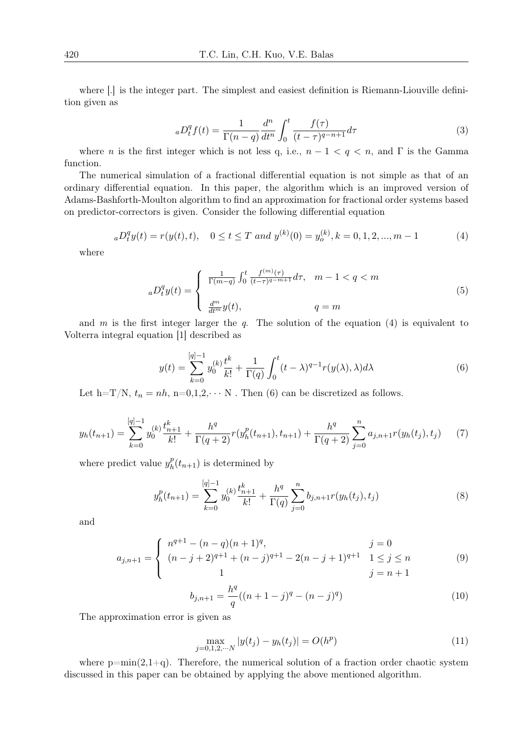where [.] is the integer part. The simplest and easiest definition is Riemann-Liouville definition given as

$$ {}_aD_t^q f(t) = \frac{1}{\Gamma(n-q)} \frac{d^n}{dt^n} \int_0^t \frac{f(\tau)}{(t-\tau)^{q-n+1}} d\tau \tag{3} $$

where $n$ is the first integer which is not less q, i.e., $n-1 < q < n$, and $\Gamma$ is the Gamma function.

The numerical simulation of a fractional differential equation is not simple as that of an ordinary differential equation. In this paper, the algorithm which is an improved version of Adams-Bashforth-Moulton algorithm to find an approximation for fractional order systems based on predictor-correctors is given. Consider the following differential equation

$$ {}_aD_t^q y(t) = r(y(t), t), \quad 0 \le t \le T \ and \ y^{(k)}(0) = y_o^{(k)}, k = 0, 1, 2, ..., m-1 \tag{4} $$

where

$$ {}_aD_t^q y(t) = \begin{cases} \frac{1}{\Gamma(m-q)} \int_0^t \frac{f^{(m)}(\tau)}{(t-\tau)^{q-m+1}} d\tau, & m-1 < q < m \\ \\ \frac{d^m}{dt^m} y(t), & q = m \end{cases} \tag{5} $$

and $m$ is the first integer larger the $q$. The solution of the equation (4) is equivalent to Volterra integral equation [1] described as

$$ y(t) = \sum_{k=0}^{[q]-1} y_0^{(k)} \frac{t^k}{k!} + \frac{1}{\Gamma(q)} \int_0^t (t-\lambda)^{q-1} r(y(\lambda), \lambda) d\lambda \tag{6} $$

Let h=T/N, $t_n = nh$, n=0,1,2,$\cdots$ N . Then (6) can be discretized as follows.

$$ y_h(t_{n+1}) = \sum_{k=0}^{[q]-1} y_0^{(k)} \frac{t_{n+1}^k}{k!} + \frac{h^q}{\Gamma(q+2)} r(y_h^p(t_{n+1}), t_{n+1}) + \frac{h^q}{\Gamma(q+2)} \sum_{j=0}^{n} a_{j,n+1} r(y_h(t_j), t_j) \tag{7} $$

where predict value $y_h^p(t_{n+1})$ is determined by

$$ y_h^p(t_{n+1}) = \sum_{k=0}^{[q]-1} y_0^{(k)} \frac{t_{n+1}^k}{k!} + \frac{h^q}{\Gamma(q)} \sum_{j=0}^{n} b_{j,n+1} r(y_h(t_j), t_j) \tag{8} $$

and

$$ a_{j,n+1} = \begin{cases} n^{q+1} - (n-q)(n+1)^q, & j = 0 \\ (n-j+2)^{q+1} + (n-j)^{q+1} - 2(n-j+1)^{q+1} & 1 \le j \le n \\ 1 & j = n+1 \end{cases} \tag{9} $$

$$ b_{j,n+1} = \frac{h^q}{q}((n+1-j)^q - (n-j)^q) \tag{10} $$

The approximation error is given as

$$ \max_{j=0,1,2,\cdots N} |y(t_j) - y_h(t_j)| = O(h^p) \tag{11} $$

where p=min(2,1+q). Therefore, the numerical solution of a fraction order chaotic system discussed in this paper can be obtained by applying the above mentioned algorithm.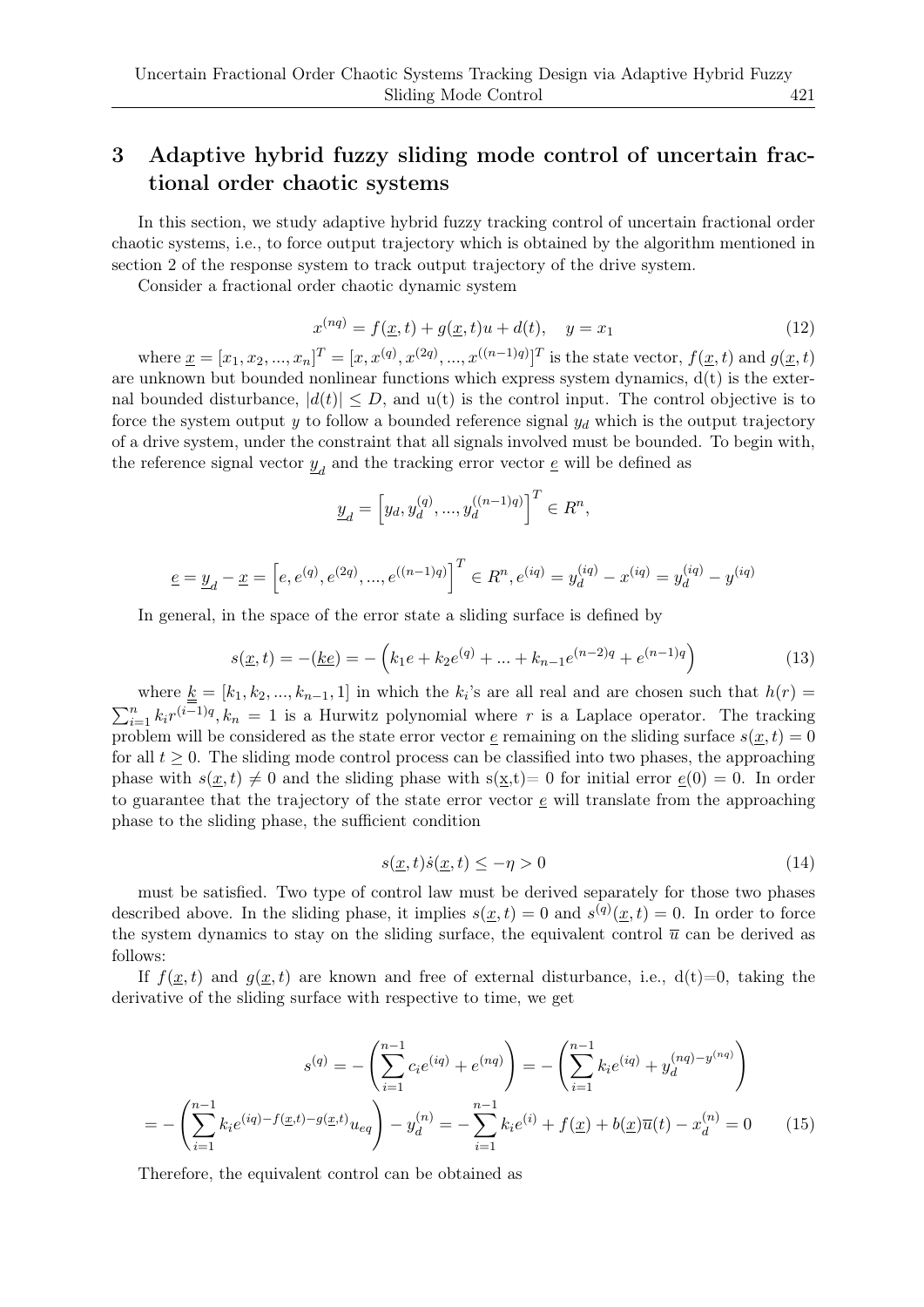## 3 Adaptive hybrid fuzzy sliding mode control of uncertain fractional order chaotic systems

In this section, we study adaptive hybrid fuzzy tracking control of uncertain fractional order chaotic systems, i.e., to force output trajectory which is obtained by the algorithm mentioned in section 2 of the response system to track output trajectory of the drive system.

Consider a fractional order chaotic dynamic system

$$x^{(nq)} = f(\underline{x}, t) + g(\underline{x}, t)u + d(t), \quad y = x_1 \tag{12}$$

where $\underline{x} = [x_1, x_2, ..., x_n]^T = [x, x^{(q)}, x^{(2q)}, ..., x^{((n-1)q)}]^T$ is the state vector, $f(\underline{x}, t)$ and $g(\underline{x}, t)$ are unknown but bounded nonlinear functions which express system dynamics, d(t) is the external bounded disturbance, $|d(t)| \leq D$, and u(t) is the control input. The control objective is to force the system output $y$ to follow a bounded reference signal $y_d$ which is the output trajectory of a drive system, under the constraint that all signals involved must be bounded. To begin with, the reference signal vector $\underline{y}_d$ and the tracking error vector $\underline{e}$ will be defined as

$$\underline{y}_d = \left[y_d, y_d^{(q)}, ..., y_d^{((n-1)q)}\right]^T \in R^n,$$

$$\underline{e} = \underline{y}_d - \underline{x} = \left[e, e^{(q)}, e^{(2q)}, ..., e^{((n-1)q)}\right]^T \in R^n, e^{(iq)} = y_d^{(iq)} - x^{(iq)} = y_d^{(iq)} - y^{(iq)}$$

In general, in the space of the error state a sliding surface is defined by

$$s(\underline{x}, t) = -(\underline{k}\underline{e}) = -\left(k_1 e + k_2 e^{(q)} + ... + k_{n-1} e^{(n-2)q} + e^{(n-1)q}\right) \tag{13}$$

where $\underline{\underline{k}} = [k_1, k_2, ..., k_{n-1}, 1]$ in which the $k_i$'s are all real and are chosen such that $h(r) = \sum_{i=1}^{n} k_i r^{(i-1)q}, k_n = 1$ is a Hurwitz polynomial where $r$ is a Laplace operator. The tracking problem will be considered as the state error vector $\underline{e}$ remaining on the sliding surface $s(\underline{x}, t) = 0$ for all $t \geq 0$. The sliding mode control process can be classified into two phases, the approaching phase with $s(\underline{x}, t) \neq 0$ and the sliding phase with $s(\underline{x},t) = 0$ for initial error $\underline{e}(0) = 0$. In order to guarantee that the trajectory of the state error vector $\underline{e}$ will translate from the approaching phase to the sliding phase, the sufficient condition

$$s(\underline{x}, t)\dot{s}(\underline{x}, t) \leq -\eta > 0 \tag{14}$$

must be satisfied. Two type of control law must be derived separately for those two phases described above. In the sliding phase, it implies $s(\underline{x}, t) = 0$ and $s^{(q)}(\underline{x}, t) = 0$. In order to force the system dynamics to stay on the sliding surface, the equivalent control $\overline{u}$ can be derived as follows:

If $f(\underline{x}, t)$ and $g(\underline{x}, t)$ are known and free of external disturbance, i.e., d(t)=0, taking the derivative of the sliding surface with respective to time, we get

$$s^{(q)} = -\left(\sum_{i=1}^{n-1} c_i e^{(iq)} + e^{(nq)}\right) = -\left(\sum_{i=1}^{n-1} k_i e^{(iq)} + y_d^{(nq) - y^{(nq)}}\right)$$
$$= -\left(\sum_{i=1}^{n-1} k_i e^{(iq) - f(\underline{x},t) - g(\underline{x},t)} u_{eq}\right) - y_d^{(n)} = -\sum_{i=1}^{n-1} k_i e^{(i)} + f(\underline{x}) + b(\underline{x})\overline{u}(t) - x_d^{(n)} = 0 \tag{15}$$

Therefore, the equivalent control can be obtained as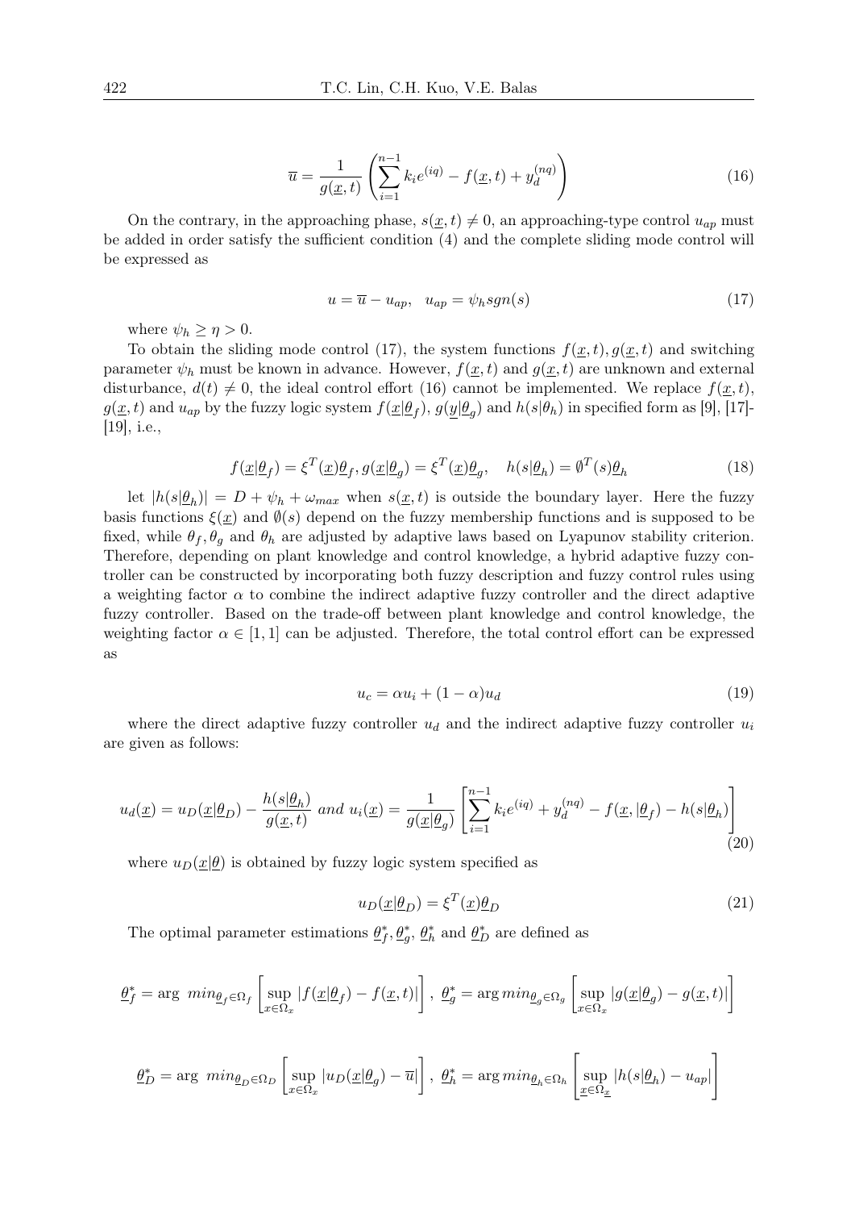$$\overline{u} = \frac{1}{g(\underline{x},t)} \left( \sum_{i=1}^{n-1} k_i e^{(iq)} - f(\underline{x},t) + y_d^{(nq)} \right) \tag{16}$$

On the contrary, in the approaching phase, $s(\underline{x},t) \neq 0$, an approaching-type control $u_{ap}$ must be added in order satisfy the sufficient condition (4) and the complete sliding mode control will be expressed as

$$u = \overline{u} - u_{ap}, \quad u_{ap} = \psi_h sgn(s) \tag{17}$$

where $\psi_h \geq \eta > 0$.

To obtain the sliding mode control (17), the system functions $f(\underline{x},t), g(\underline{x},t)$ and switching parameter $\psi_h$ must be known in advance. However, $f(\underline{x},t)$ and $g(\underline{x},t)$ are unknown and external disturbance, $d(t) \neq 0$, the ideal control effort (16) cannot be implemented. We replace $f(\underline{x},t)$, $g(\underline{x},t)$ and $u_{ap}$ by the fuzzy logic system $f(\underline{x}|\underline{\theta}_f)$, $g(\underline{y}|\underline{\theta}_g)$ and $h(s|\theta_h)$ in specified form as [9], [17]-[19], i.e.,

$$f(\underline{x}|\underline{\theta}_f) = \xi^T(\underline{x})\underline{\theta}_f, g(\underline{x}|\underline{\theta}_g) = \xi^T(\underline{x})\underline{\theta}_g, \quad h(s|\underline{\theta}_h) = \emptyset^T(s)\underline{\theta}_h \tag{18}$$

let $|h(s|\underline{\theta}_h)| = D + \psi_h + \omega_{max}$ when $s(\underline{x},t)$ is outside the boundary layer. Here the fuzzy basis functions $\xi(\underline{x})$ and $\emptyset(s)$ depend on the fuzzy membership functions and is supposed to be fixed, while $\theta_f, \theta_g$ and $\theta_h$ are adjusted by adaptive laws based on Lyapunov stability criterion. Therefore, depending on plant knowledge and control knowledge, a hybrid adaptive fuzzy controller can be constructed by incorporating both fuzzy description and fuzzy control rules using a weighting factor $\alpha$ to combine the indirect adaptive fuzzy controller and the direct adaptive fuzzy controller. Based on the trade-off between plant knowledge and control knowledge, the weighting factor $\alpha \in [1,1]$ can be adjusted. Therefore, the total control effort can be expressed as

$$u_c = \alpha u_i + (1-\alpha) u_d \tag{19}$$

where the direct adaptive fuzzy controller $u_d$ and the indirect adaptive fuzzy controller $u_i$ are given as follows:

$$u_d(\underline{x}) = u_D(\underline{x}|\underline{\theta}_D) - \frac{h(s|\underline{\theta}_h)}{g(\underline{x},t)} \ and \ u_i(\underline{x}) = \frac{1}{g(\underline{x}|\underline{\theta}_g)} \left[ \sum_{i=1}^{n-1} k_i e^{(iq)} + y_d^{(nq)} - f(\underline{x},|\underline{\theta}_f) - h(s|\underline{\theta}_h) \right] \tag{20}$$

where $u_D(\underline{x}|\underline{\theta})$ is obtained by fuzzy logic system specified as

$$u_D(\underline{x}|\underline{\theta}_D) = \xi^T(\underline{x})\underline{\theta}_D \tag{21}$$

The optimal parameter estimations $\underline{\theta}_f^*, \underline{\theta}_g^*$, $\underline{\theta}_h^*$ and $\underline{\theta}_D^*$ are defined as

$$\underline{\theta}_f^* = \arg \ min_{\underline{\theta}_f \in \Omega_f} \left[ \sup_{x \in \Omega_x} |f(\underline{x}|\underline{\theta}_f) - f(\underline{x},t)| \right], \ \underline{\theta}_g^* = \arg min_{\underline{\theta}_g \in \Omega_g} \left[ \sup_{x \in \Omega_x} |g(\underline{x}|\underline{\theta}_g) - g(\underline{x},t)| \right]$$

$$\underline{\theta}_D^* = \arg \ min_{\underline{\theta}_D \in \Omega_D} \left[ \sup_{x \in \Omega_x} |u_D(\underline{x}|\underline{\theta}_g) - \overline{u}| \right], \ \underline{\theta}_h^* = \arg min_{\underline{\theta}_h \in \Omega_h} \left[ \sup_{\underline{x} \in \Omega_{\underline{x}}} |h(s|\underline{\theta}_h) - u_{ap}| \right]$$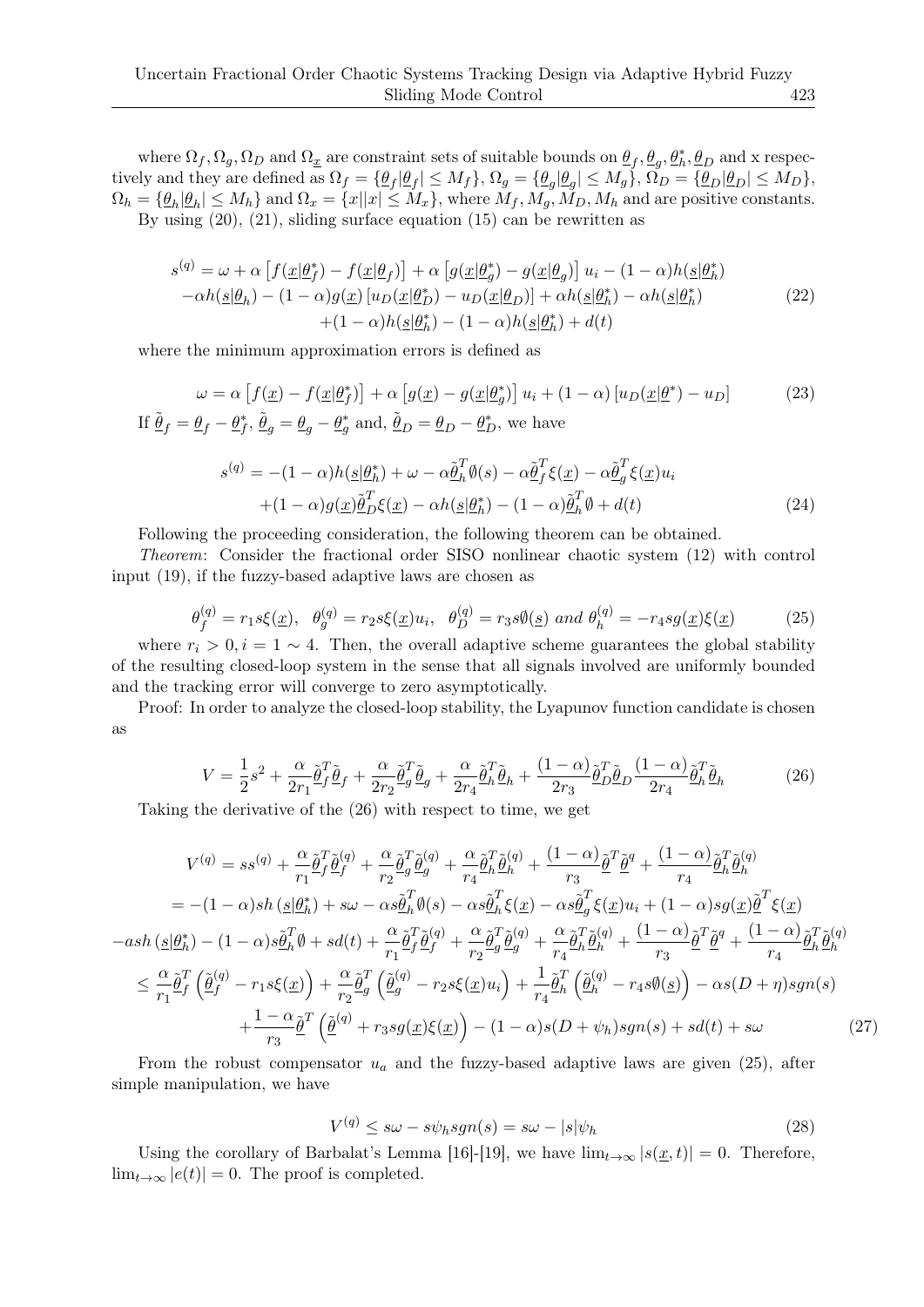where $\Omega_f, \Omega_g, \Omega_D$ and $\Omega_{\underline{x}}$ are constraint sets of suitable bounds on $\underline{\theta}_f, \underline{\theta}_g, \underline{\theta}_h^*, \underline{\theta}_D$ and x respectively and they are defined as $\Omega_f = \{\underline{\theta}_f | \underline{\theta}_f| \leq M_f\}$, $\Omega_g = \{\underline{\theta}_g | \underline{\theta}_g| \leq M_g\}$, $\Omega_D = \{\underline{\theta}_D | \underline{\theta}_D| \leq M_D\}$, $\Omega_h = \{\underline{\theta}_h | \underline{\theta}_h| \leq M_h\}$ and $\Omega_x = \{x||x| \leq M_x\}$, where $M_f, M_g, M_D, M_h$ and are positive constants.

By using (20), (21), sliding surface equation (15) can be rewritten as

$$
\begin{aligned}
s^{(q)} = \omega + \alpha\left[f(\underline{x}|\underline{\theta}_f^*) - f(\underline{x}|\underline{\theta}_f)\right] + \alpha\left[g(\underline{x}|\underline{\theta}_g^*) - g(\underline{x}|\underline{\theta}_g)\right]u_i - (1-\alpha)h(\underline{s}|\underline{\theta}_h^*) \\
-\alpha h(\underline{s}|\underline{\theta}_h) - (1-\alpha)g(\underline{x})\left[u_D(\underline{x}|\underline{\theta}_D^*) - u_D(\underline{x}|\underline{\theta}_D)\right] + \alpha h(\underline{s}|\underline{\theta}_h^*) - \alpha h(\underline{s}|\underline{\theta}_h^*) \\
+(1-\alpha)h(\underline{s}|\underline{\theta}_h^*) - (1-\alpha)h(\underline{s}|\underline{\theta}_h^*) + d(t)
\end{aligned}
\tag{22}
$$

where the minimum approximation errors is defined as

$$
\omega = \alpha\left[f(\underline{x}) - f(\underline{x}|\underline{\theta}_f^*)\right] + \alpha\left[g(\underline{x}) - g(\underline{x}|\underline{\theta}_g^*)\right]u_i + (1-\alpha)\left[u_D(\underline{x}|\underline{\theta}^*) - u_D\right] \tag{23}
$$

If $\underline{\tilde{\theta}}_f = \underline{\theta}_f - \underline{\theta}_f^*$, $\underline{\tilde{\theta}}_g = \underline{\theta}_g - \underline{\theta}_g^*$ and, $\underline{\tilde{\theta}}_D = \underline{\theta}_D - \underline{\theta}_D^*$, we have

$$
\begin{aligned}
s^{(q)} = -(1-\alpha)h(\underline{s}|\underline{\theta}_h^*) + \omega - \alpha\underline{\tilde{\theta}}_h^T\emptyset(s) - \alpha\underline{\tilde{\theta}}_f^T\xi(\underline{x}) - \alpha\underline{\tilde{\theta}}_g^T\xi(\underline{x})u_i \\
+(1-\alpha)g(\underline{x})\underline{\tilde{\theta}}_D^T\xi(\underline{x}) - \alpha h(\underline{s}|\underline{\theta}_h^*) - (1-\alpha)\underline{\tilde{\theta}}_h^T\emptyset + d(t)
\end{aligned}
\tag{24}
$$

Following the proceeding consideration, the following theorem can be obtained.

*Theorem*: Consider the fractional order SISO nonlinear chaotic system (12) with control input (19), if the fuzzy-based adaptive laws are chosen as

$$
\theta_f^{(q)} = r_1 s\xi(\underline{x}), \quad \theta_g^{(q)} = r_2 s\xi(\underline{x})u_i, \quad \theta_D^{(q)} = r_3 s\emptyset(\underline{s}) \text{ and } \theta_h^{(q)} = -r_4 sg(\underline{x})\xi(\underline{x}) \tag{25}
$$

where $r_i > 0, i = 1 \sim 4$. Then, the overall adaptive scheme guarantees the global stability of the resulting closed-loop system in the sense that all signals involved are uniformly bounded and the tracking error will converge to zero asymptotically.

Proof: In order to analyze the closed-loop stability, the Lyapunov function candidate is chosen as

$$
V = \frac{1}{2}s^2 + \frac{\alpha}{2r_1}\underline{\tilde{\theta}}_f^T\underline{\tilde{\theta}}_f + \frac{\alpha}{2r_2}\underline{\tilde{\theta}}_g^T\underline{\tilde{\theta}}_g + \frac{\alpha}{2r_4}\underline{\tilde{\theta}}_h^T\underline{\tilde{\theta}}_h + \frac{(1-\alpha)}{2r_3}\underline{\tilde{\theta}}_D^T\underline{\tilde{\theta}}_D\frac{(1-\alpha)}{2r_4}\underline{\tilde{\theta}}_h^T\underline{\tilde{\theta}}_h \tag{26}
$$

Taking the derivative of the (26) with respect to time, we get

$$
\begin{aligned}
V^{(q)} &= ss^{(q)} + \frac{\alpha}{r_1}\underline{\tilde{\theta}}_f^T\underline{\tilde{\theta}}_f^{(q)} + \frac{\alpha}{r_2}\underline{\tilde{\theta}}_g^T\underline{\tilde{\theta}}_g^{(q)} + \frac{\alpha}{r_4}\underline{\tilde{\theta}}_h^T\underline{\tilde{\theta}}_h^{(q)} + \frac{(1-\alpha)}{r_3}\underline{\tilde{\theta}}^T\underline{\tilde{\theta}}^q + \frac{(1-\alpha)}{r_4}\underline{\tilde{\theta}}_h^T\underline{\tilde{\theta}}_h^{(q)} \\
&= -(1-\alpha)sh\left(\underline{s}|\underline{\theta}_h^*\right) + s\omega - \alpha s\underline{\tilde{\theta}}_h^T\emptyset(s) - \alpha s\underline{\tilde{\theta}}_h^T\xi(\underline{x}) - \alpha s\underline{\tilde{\theta}}_g^T\xi(\underline{x})u_i + (1-\alpha)sg(\underline{x})\underline{\tilde{\theta}}^T\xi(\underline{x}) \\
&\quad -ash\left(\underline{s}|\underline{\theta}_h^*\right) - (1-\alpha)s\underline{\tilde{\theta}}_h^T\emptyset + sd(t) + \frac{\alpha}{r_1}\underline{\tilde{\theta}}_f^T\underline{\tilde{\theta}}_f^{(q)} + \frac{\alpha}{r_2}\underline{\tilde{\theta}}_g^T\underline{\tilde{\theta}}_g^{(q)} + \frac{\alpha}{r_4}\underline{\tilde{\theta}}_h^T\underline{\tilde{\theta}}_h^{(q)} + \frac{(1-\alpha)}{r_3}\underline{\tilde{\theta}}^T\underline{\tilde{\theta}}^q + \frac{(1-\alpha)}{r_4}\underline{\tilde{\theta}}_h^T\underline{\tilde{\theta}}_h^{(q)} \\
&\leq \frac{\alpha}{r_1}\underline{\tilde{\theta}}_f^T\left(\underline{\tilde{\theta}}_f^{(q)} - r_1 s\xi(\underline{x})\right) + \frac{\alpha}{r_2}\underline{\tilde{\theta}}_g^T\left(\underline{\tilde{\theta}}_g^{(q)} - r_2 s\xi(\underline{x})u_i\right) + \frac{1}{r_4}\underline{\tilde{\theta}}_h^T\left(\underline{\tilde{\theta}}_h^{(q)} - r_4 s\emptyset(\underline{s})\right) - \alpha s(D+\eta)sgn(s) \\
&\quad + \frac{1-\alpha}{r_3}\underline{\tilde{\theta}}^T\left(\underline{\tilde{\theta}}^{(q)} + r_3 sg(\underline{x})\xi(\underline{x})\right) - (1-\alpha)s(D+\psi_h)sgn(s) + sd(t) + s\omega
\end{aligned}
\tag{27}
$$

From the robust compensator $u_a$ and the fuzzy-based adaptive laws are given (25), after simple manipulation, we have

$$
V^{(q)} \leq s\omega - s\psi_h sgn(s) = s\omega - |s|\psi_h \tag{28}
$$

Using the corollary of Barbalat's Lemma [16]-[19], we have $\lim_{t\to\infty}|s(\underline{x},t)| = 0$. Therefore, $\lim_{t\to\infty}|e(t)| = 0$. The proof is completed.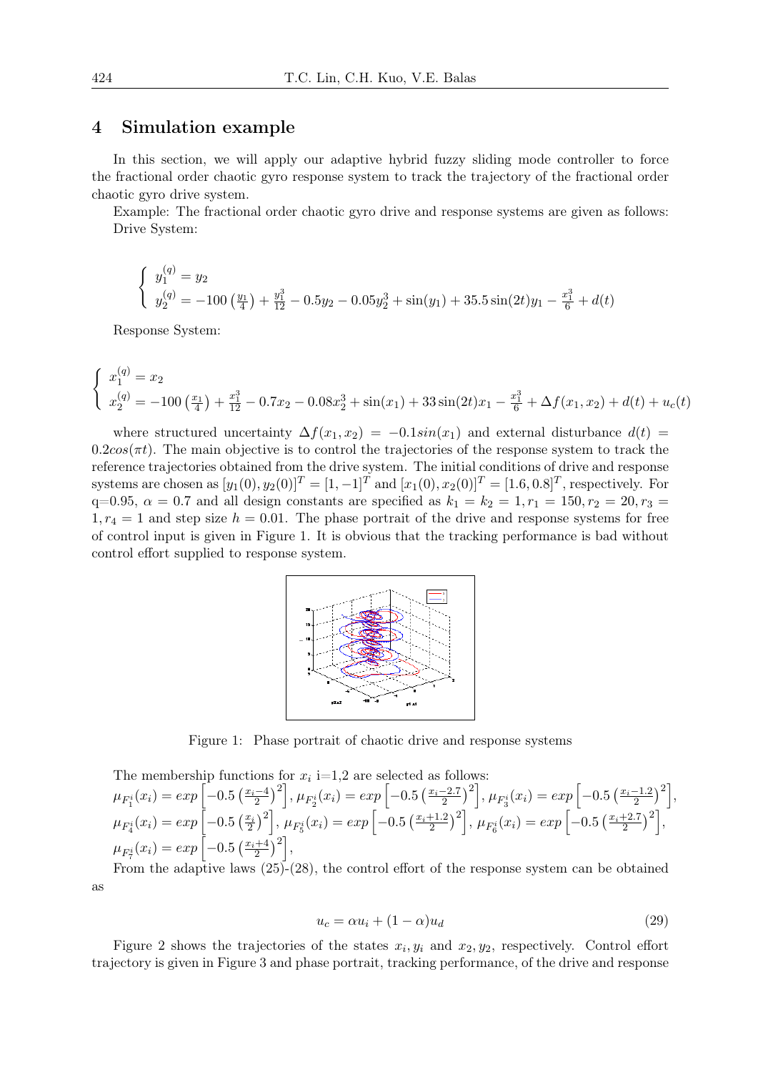## 4 Simulation example

In this section, we will apply our adaptive hybrid fuzzy sliding mode controller to force the fractional order chaotic gyro response system to track the trajectory of the fractional order chaotic gyro drive system.

Example: The fractional order chaotic gyro drive and response systems are given as follows:
Drive System:

$$\begin{cases} y_1^{(q)} = y_2 \\ y_2^{(q)} = -100\left(\frac{y_1}{4}\right) + \frac{y_1^3}{12} - 0.5y_2 - 0.05y_2^3 + \sin(y_1) + 35.5\sin(2t)y_1 - \frac{x_1^3}{6} + d(t) \end{cases}$$

Response System:

$$\begin{cases} x_1^{(q)} = x_2 \\ x_2^{(q)} = -100\left(\frac{x_1}{4}\right) + \frac{x_1^3}{12} - 0.7x_2 - 0.08x_2^3 + \sin(x_1) + 33\sin(2t)x_1 - \frac{x_1^3}{6} + \Delta f(x_1, x_2) + d(t) + u_c(t) \end{cases}$$

where structured uncertainty $\Delta f(x_1, x_2) = -0.1sin(x_1)$ and external disturbance $d(t) = 0.2cos(\pi t)$. The main objective is to control the trajectories of the response system to track the reference trajectories obtained from the drive system. The initial conditions of drive and response systems are chosen as $[y_1(0), y_2(0)]^T = [1, -1]^T$ and $[x_1(0), x_2(0)]^T = [1.6, 0.8]^T$, respectively. For q=0.95, $\alpha = 0.7$ and all design constants are specified as $k_1 = k_2 = 1, r_1 = 150, r_2 = 20, r_3 = 1, r_4 = 1$ and step size $h = 0.01$. The phase portrait of the drive and response systems for free of control input is given in Figure 1. It is obvious that the tracking performance is bad without control effort supplied to response system.

Figure 1: Phase portrait of chaotic drive and response systems

The membership functions for $x_i$ i=1,2 are selected as follows:

$\mu_{F_1^i}(x_i) = exp\left[-0.5\left(\frac{x_i-4}{2}\right)^2\right]$, $\mu_{F_2^i}(x_i) = exp\left[-0.5\left(\frac{x_i-2.7}{2}\right)^2\right]$, $\mu_{F_3^i}(x_i) = exp\left[-0.5\left(\frac{x_i-1.2}{2}\right)^2\right]$,
$\mu_{F_4^i}(x_i) = exp\left[-0.5\left(\frac{x_i}{2}\right)^2\right]$, $\mu_{F_5^i}(x_i) = exp\left[-0.5\left(\frac{x_i+1.2}{2}\right)^2\right]$, $\mu_{F_6^i}(x_i) = exp\left[-0.5\left(\frac{x_i+2.7}{2}\right)^2\right]$,
$\mu_{F_7^i}(x_i) = exp\left[-0.5\left(\frac{x_i+4}{2}\right)^2\right]$,

From the adaptive laws (25)-(28), the control effort of the response system can be obtained as

$$u_c = \alpha u_i + (1-\alpha)u_d \tag{29}$$

Figure 2 shows the trajectories of the states $x_i, y_i$ and $x_2, y_2$, respectively. Control effort trajectory is given in Figure 3 and phase portrait, tracking performance, of the drive and response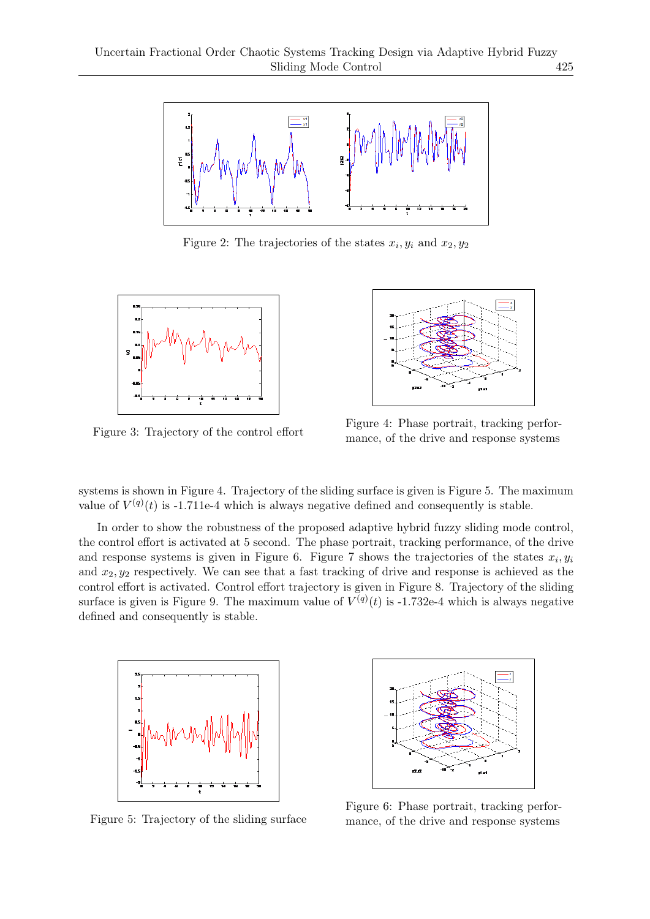Figure 2: The trajectories of the states $x_i, y_i$ and $x_2, y_2$

Figure 3: Trajectory of the control effort

Figure 4: Phase portrait, tracking performance, of the drive and response systems

systems is shown in Figure 4. Trajectory of the sliding surface is given is Figure 5. The maximum value of $V^{(q)}(t)$ is -1.711e-4 which is always negative defined and consequently is stable.

In order to show the robustness of the proposed adaptive hybrid fuzzy sliding mode control, the control effort is activated at 5 second. The phase portrait, tracking performance, of the drive and response systems is given in Figure 6. Figure 7 shows the trajectories of the states $x_i, y_i$ and $x_2, y_2$ respectively. We can see that a fast tracking of drive and response is achieved as the control effort is activated. Control effort trajectory is given in Figure 8. Trajectory of the sliding surface is given is Figure 9. The maximum value of $V^{(q)}(t)$ is -1.732e-4 which is always negative defined and consequently is stable.

Figure 5: Trajectory of the sliding surface

Figure 6: Phase portrait, tracking performance, of the drive and response systems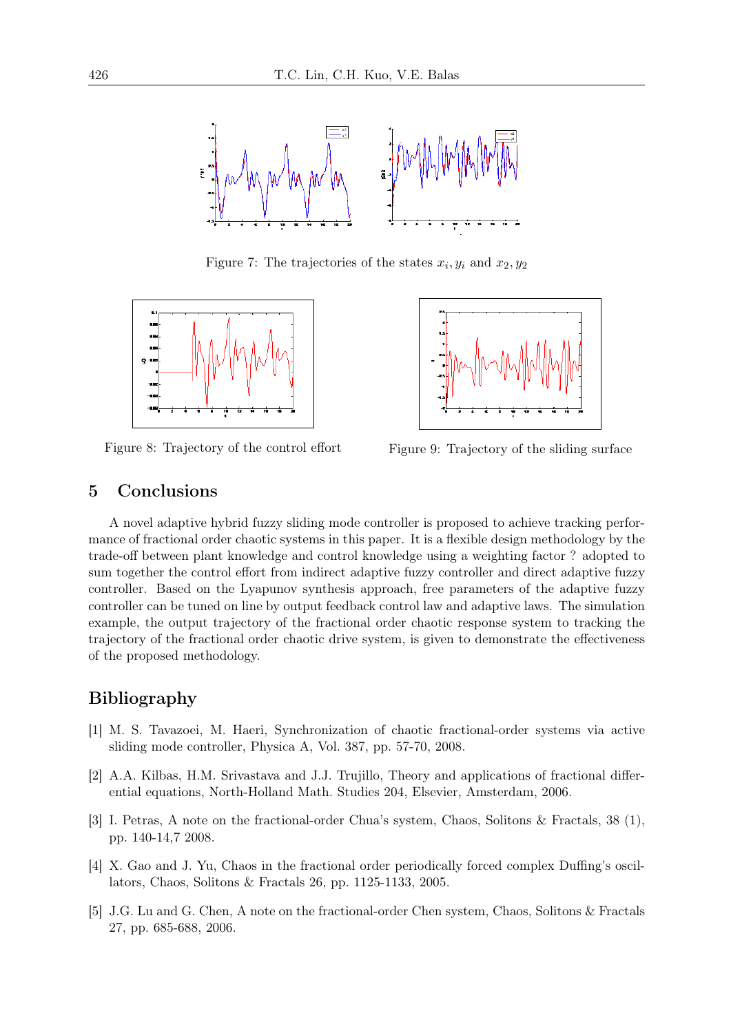Figure 7: The trajectories of the states $x_i, y_i$ and $x_2, y_2$

Figure 8: Trajectory of the control effort

Figure 9: Trajectory of the sliding surface

## 5 Conclusions

A novel adaptive hybrid fuzzy sliding mode controller is proposed to achieve tracking performance of fractional order chaotic systems in this paper. It is a flexible design methodology by the trade-off between plant knowledge and control knowledge using a weighting factor ? adopted to sum together the control effort from indirect adaptive fuzzy controller and direct adaptive fuzzy controller. Based on the Lyapunov synthesis approach, free parameters of the adaptive fuzzy controller can be tuned on line by output feedback control law and adaptive laws. The simulation example, the output trajectory of the fractional order chaotic response system to tracking the trajectory of the fractional order chaotic drive system, is given to demonstrate the effectiveness of the proposed methodology.

## Bibliography

[1] M. S. Tavazoei, M. Haeri, Synchronization of chaotic fractional-order systems via active sliding mode controller, Physica A, Vol. 387, pp. 57-70, 2008.

[2] A.A. Kilbas, H.M. Srivastava and J.J. Trujillo, Theory and applications of fractional differential equations, North-Holland Math. Studies 204, Elsevier, Amsterdam, 2006.

[3] I. Petras, A note on the fractional-order Chua's system, Chaos, Solitons & Fractals, 38 (1), pp. 140-14,7 2008.

[4] X. Gao and J. Yu, Chaos in the fractional order periodically forced complex Duffing's oscillators, Chaos, Solitons & Fractals 26, pp. 1125-1133, 2005.

[5] J.G. Lu and G. Chen, A note on the fractional-order Chen system, Chaos, Solitons & Fractals 27, pp. 685-688, 2006.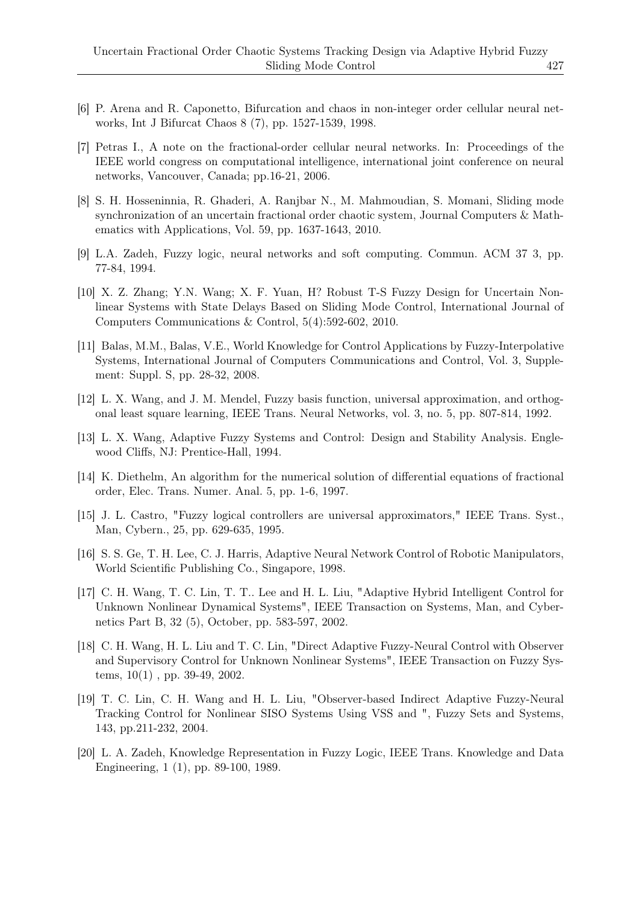[6] P. Arena and R. Caponetto, Bifurcation and chaos in non-integer order cellular neural networks, Int J Bifurcat Chaos 8 (7), pp. 1527-1539, 1998.

[7] Petras I., A note on the fractional-order cellular neural networks. In: Proceedings of the IEEE world congress on computational intelligence, international joint conference on neural networks, Vancouver, Canada; pp.16-21, 2006.

[8] S. H. Hosseninnia, R. Ghaderi, A. Ranjbar N., M. Mahmoudian, S. Momani, Sliding mode synchronization of an uncertain fractional order chaotic system, Journal Computers & Mathematics with Applications, Vol. 59, pp. 1637-1643, 2010.

[9] L.A. Zadeh, Fuzzy logic, neural networks and soft computing. Commun. ACM 37 3, pp. 77-84, 1994.

[10] X. Z. Zhang; Y.N. Wang; X. F. Yuan, H? Robust T-S Fuzzy Design for Uncertain Nonlinear Systems with State Delays Based on Sliding Mode Control, International Journal of Computers Communications & Control, 5(4):592-602, 2010.

[11] Balas, M.M., Balas, V.E., World Knowledge for Control Applications by Fuzzy-Interpolative Systems, International Journal of Computers Communications and Control, Vol. 3, Supplement: Suppl. S, pp. 28-32, 2008.

[12] L. X. Wang, and J. M. Mendel, Fuzzy basis function, universal approximation, and orthogonal least square learning, IEEE Trans. Neural Networks, vol. 3, no. 5, pp. 807-814, 1992.

[13] L. X. Wang, Adaptive Fuzzy Systems and Control: Design and Stability Analysis. Englewood Cliffs, NJ: Prentice-Hall, 1994.

[14] K. Diethelm, An algorithm for the numerical solution of differential equations of fractional order, Elec. Trans. Numer. Anal. 5, pp. 1-6, 1997.

[15] J. L. Castro, "Fuzzy logical controllers are universal approximators," IEEE Trans. Syst., Man, Cybern., 25, pp. 629-635, 1995.

[16] S. S. Ge, T. H. Lee, C. J. Harris, Adaptive Neural Network Control of Robotic Manipulators, World Scientific Publishing Co., Singapore, 1998.

[17] C. H. Wang, T. C. Lin, T. T.. Lee and H. L. Liu, "Adaptive Hybrid Intelligent Control for Unknown Nonlinear Dynamical Systems", IEEE Transaction on Systems, Man, and Cybernetics Part B, 32 (5), October, pp. 583-597, 2002.

[18] C. H. Wang, H. L. Liu and T. C. Lin, "Direct Adaptive Fuzzy-Neural Control with Observer and Supervisory Control for Unknown Nonlinear Systems", IEEE Transaction on Fuzzy Systems, 10(1) , pp. 39-49, 2002.

[19] T. C. Lin, C. H. Wang and H. L. Liu, "Observer-based Indirect Adaptive Fuzzy-Neural Tracking Control for Nonlinear SISO Systems Using VSS and ", Fuzzy Sets and Systems, 143, pp.211-232, 2004.

[20] L. A. Zadeh, Knowledge Representation in Fuzzy Logic, IEEE Trans. Knowledge and Data Engineering, 1 (1), pp. 89-100, 1989.